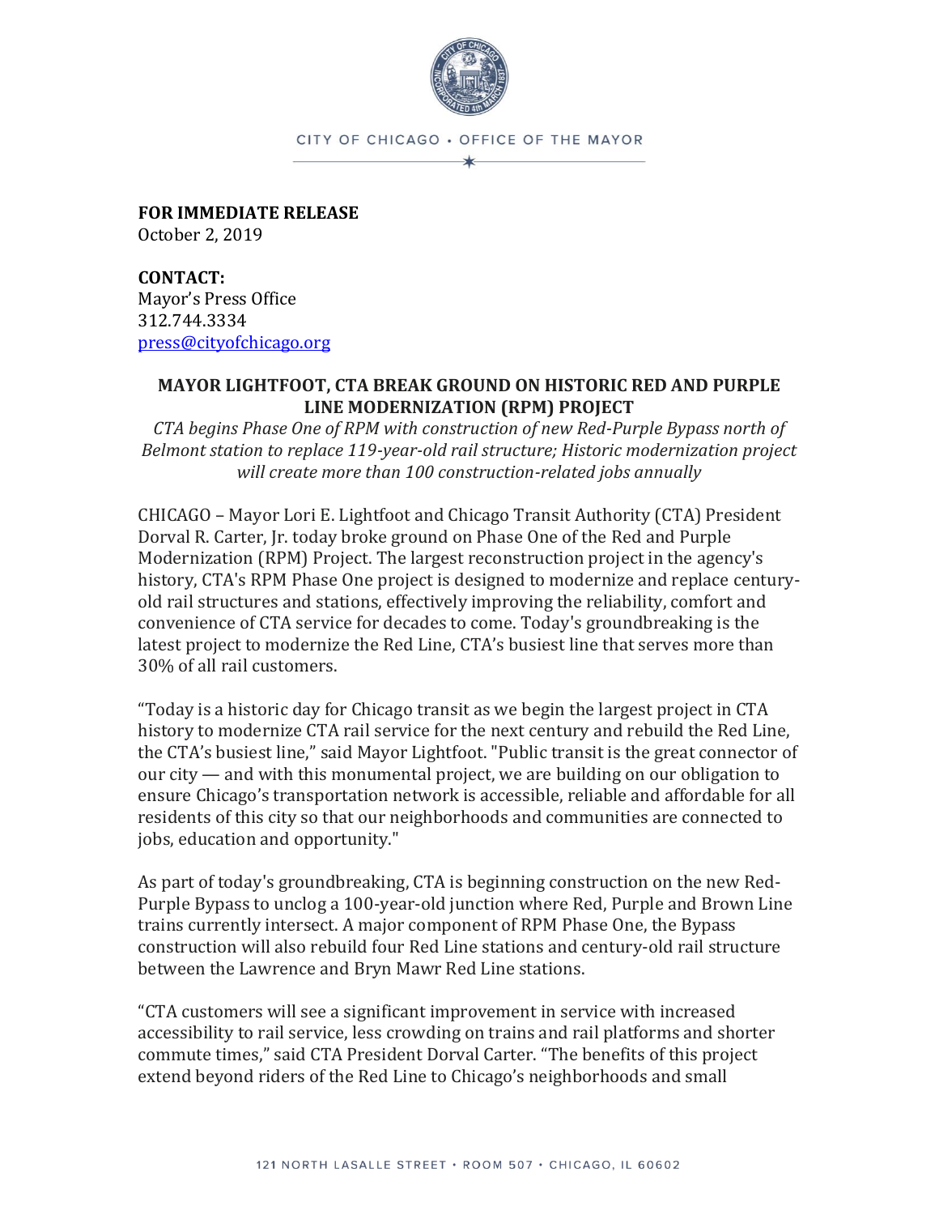CITY OF CHICAGO • OFFICE OF THE MAYOR

**FOR IMMEDIATE RELEASE**
October 2, 2019

**CONTACT:**
Mayor's Press Office
312.744.3334
press@cityofchicago.org

## MAYOR LIGHTFOOT, CTA BREAK GROUND ON HISTORIC RED AND PURPLE LINE MODERNIZATION (RPM) PROJECT

*CTA begins Phase One of RPM with construction of new Red-Purple Bypass north of Belmont station to replace 119-year-old rail structure; Historic modernization project will create more than 100 construction-related jobs annually*

CHICAGO – Mayor Lori E. Lightfoot and Chicago Transit Authority (CTA) President Dorval R. Carter, Jr. today broke ground on Phase One of the Red and Purple Modernization (RPM) Project. The largest reconstruction project in the agency's history, CTA's RPM Phase One project is designed to modernize and replace century-old rail structures and stations, effectively improving the reliability, comfort and convenience of CTA service for decades to come. Today's groundbreaking is the latest project to modernize the Red Line, CTA's busiest line that serves more than 30% of all rail customers.

"Today is a historic day for Chicago transit as we begin the largest project in CTA history to modernize CTA rail service for the next century and rebuild the Red Line, the CTA's busiest line," said Mayor Lightfoot. "Public transit is the great connector of our city — and with this monumental project, we are building on our obligation to ensure Chicago's transportation network is accessible, reliable and affordable for all residents of this city so that our neighborhoods and communities are connected to jobs, education and opportunity."

As part of today's groundbreaking, CTA is beginning construction on the new Red-Purple Bypass to unclog a 100-year-old junction where Red, Purple and Brown Line trains currently intersect. A major component of RPM Phase One, the Bypass construction will also rebuild four Red Line stations and century-old rail structure between the Lawrence and Bryn Mawr Red Line stations.

"CTA customers will see a significant improvement in service with increased accessibility to rail service, less crowding on trains and rail platforms and shorter commute times," said CTA President Dorval Carter. "The benefits of this project extend beyond riders of the Red Line to Chicago's neighborhoods and small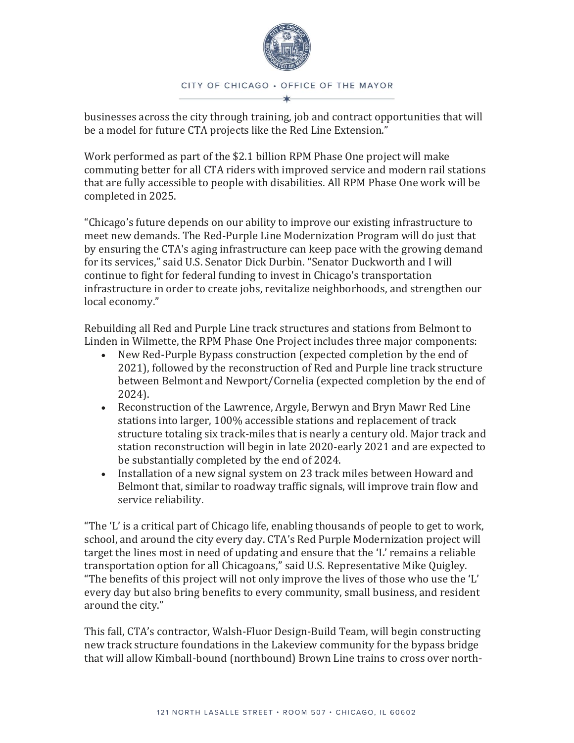businesses across the city through training, job and contract opportunities that will be a model for future CTA projects like the Red Line Extension."

Work performed as part of the $2.1 billion RPM Phase One project will make commuting better for all CTA riders with improved service and modern rail stations that are fully accessible to people with disabilities. All RPM Phase One work will be completed in 2025.

"Chicago's future depends on our ability to improve our existing infrastructure to meet new demands. The Red-Purple Line Modernization Program will do just that by ensuring the CTA's aging infrastructure can keep pace with the growing demand for its services," said U.S. Senator Dick Durbin. "Senator Duckworth and I will continue to fight for federal funding to invest in Chicago's transportation infrastructure in order to create jobs, revitalize neighborhoods, and strengthen our local economy."

Rebuilding all Red and Purple Line track structures and stations from Belmont to Linden in Wilmette, the RPM Phase One Project includes three major components:

- New Red-Purple Bypass construction (expected completion by the end of 2021), followed by the reconstruction of Red and Purple line track structure between Belmont and Newport/Cornelia (expected completion by the end of 2024).
- Reconstruction of the Lawrence, Argyle, Berwyn and Bryn Mawr Red Line stations into larger, 100% accessible stations and replacement of track structure totaling six track-miles that is nearly a century old. Major track and station reconstruction will begin in late 2020-early 2021 and are expected to be substantially completed by the end of 2024.
- Installation of a new signal system on 23 track miles between Howard and Belmont that, similar to roadway traffic signals, will improve train flow and service reliability.

"The 'L' is a critical part of Chicago life, enabling thousands of people to get to work, school, and around the city every day. CTA's Red Purple Modernization project will target the lines most in need of updating and ensure that the 'L' remains a reliable transportation option for all Chicagoans," said U.S. Representative Mike Quigley. "The benefits of this project will not only improve the lives of those who use the 'L' every day but also bring benefits to every community, small business, and resident around the city."

This fall, CTA's contractor, Walsh-Fluor Design-Build Team, will begin constructing new track structure foundations in the Lakeview community for the bypass bridge that will allow Kimball-bound (northbound) Brown Line trains to cross over north-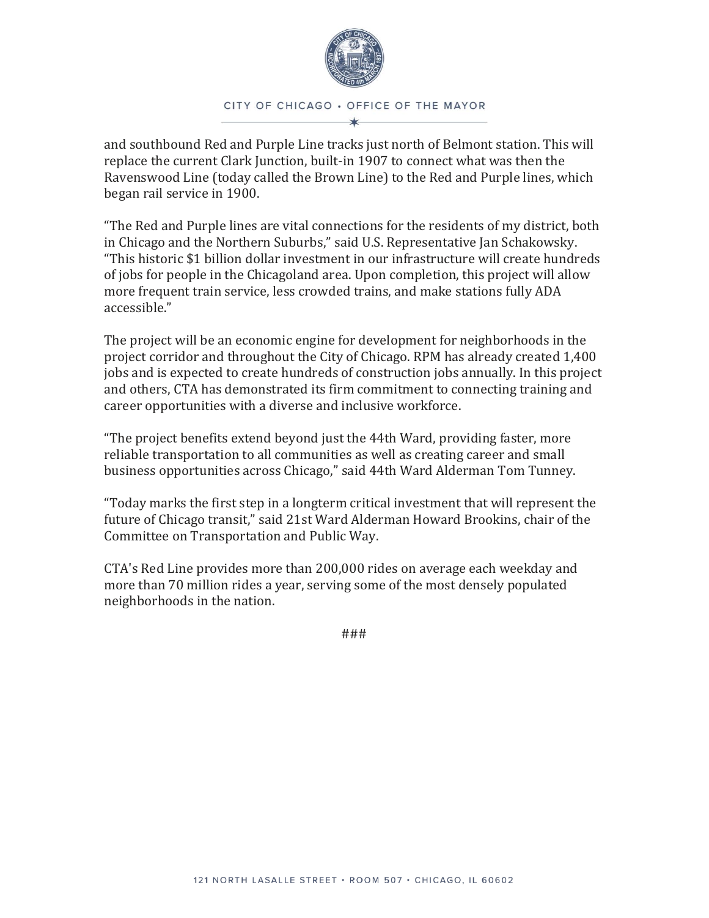and southbound Red and Purple Line tracks just north of Belmont station. This will replace the current Clark Junction, built-in 1907 to connect what was then the Ravenswood Line (today called the Brown Line) to the Red and Purple lines, which began rail service in 1900.

"The Red and Purple lines are vital connections for the residents of my district, both in Chicago and the Northern Suburbs," said U.S. Representative Jan Schakowsky. "This historic $1 billion dollar investment in our infrastructure will create hundreds of jobs for people in the Chicagoland area. Upon completion, this project will allow more frequent train service, less crowded trains, and make stations fully ADA accessible."

The project will be an economic engine for development for neighborhoods in the project corridor and throughout the City of Chicago. RPM has already created 1,400 jobs and is expected to create hundreds of construction jobs annually. In this project and others, CTA has demonstrated its firm commitment to connecting training and career opportunities with a diverse and inclusive workforce.

"The project benefits extend beyond just the 44th Ward, providing faster, more reliable transportation to all communities as well as creating career and small business opportunities across Chicago," said 44th Ward Alderman Tom Tunney.

"Today marks the first step in a longterm critical investment that will represent the future of Chicago transit," said 21st Ward Alderman Howard Brookins, chair of the Committee on Transportation and Public Way.

CTA's Red Line provides more than 200,000 rides on average each weekday and more than 70 million rides a year, serving some of the most densely populated neighborhoods in the nation.

###